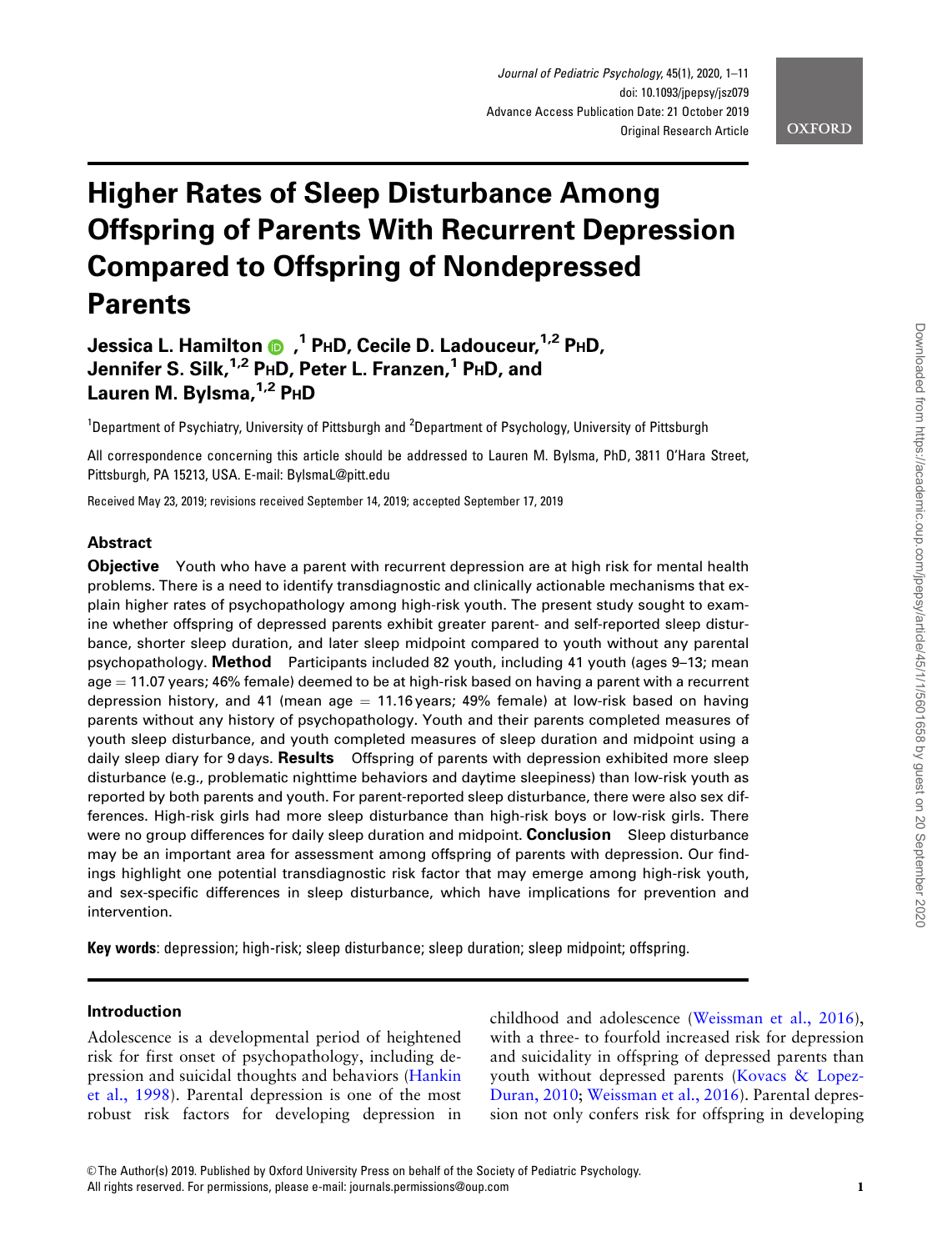# Higher Rates of Sleep Disturbance Among Offspring of Parents With Recurrent Depression Compared to Offspring of Nondepressed Parents

**Jessica L. Hamilton**,[1] PhD, **Cecile D. Ladouceur**,[1,2] PhD, **Jennifer S. Silk**,[1,2] PhD, **Peter L. Franzen**,[1] PhD, and **Lauren M. Bylsma**,[1,2] PhD

[1]Department of Psychiatry, University of Pittsburgh and [2]Department of Psychology, University of Pittsburgh

All correspondence concerning this article should be addressed to Lauren M. Bylsma, PhD, 3811 O'Hara Street, Pittsburgh, PA 15213, USA. E-mail: BylsmaL@pitt.edu

Received May 23, 2019; revisions received September 14, 2019; accepted September 17, 2019

## Abstract

**Objective** Youth who have a parent with recurrent depression are at high risk for mental health problems. There is a need to identify transdiagnostic and clinically actionable mechanisms that explain higher rates of psychopathology among high-risk youth. The present study sought to examine whether offspring of depressed parents exhibit greater parent- and self-reported sleep disturbance, shorter sleep duration, and later sleep midpoint compared to youth without any parental psychopathology. **Method** Participants included 82 youth, including 41 youth (ages 9–13; mean age = 11.07 years; 46% female) deemed to be at high-risk based on having a parent with a recurrent depression history, and 41 (mean age = 11.16 years; 49% female) at low-risk based on having parents without any history of psychopathology. Youth and their parents completed measures of youth sleep disturbance, and youth completed measures of sleep duration and midpoint using a daily sleep diary for 9 days. **Results** Offspring of parents with depression exhibited more sleep disturbance (e.g., problematic nighttime behaviors and daytime sleepiness) than low-risk youth as reported by both parents and youth. For parent-reported sleep disturbance, there were also sex differences. High-risk girls had more sleep disturbance than high-risk boys or low-risk girls. There were no group differences for daily sleep duration and midpoint. **Conclusion** Sleep disturbance may be an important area for assessment among offspring of parents with depression. Our findings highlight one potential transdiagnostic risk factor that may emerge among high-risk youth, and sex-specific differences in sleep disturbance, which have implications for prevention and intervention.

**Key words**: depression; high-risk; sleep disturbance; sleep duration; sleep midpoint; offspring.

## Introduction

Adolescence is a developmental period of heightened risk for first onset of psychopathology, including depression and suicidal thoughts and behaviors (Hankin et al., 1998). Parental depression is one of the most robust risk factors for developing depression in childhood and adolescence (Weissman et al., 2016), with a three- to fourfold increased risk for depression and suicidality in offspring of depressed parents than youth without depressed parents (Kovacs & Lopez-Duran, 2010; Weissman et al., 2016). Parental depression not only confers risk for offspring in developing

© The Author(s) 2019. Published by Oxford University Press on behalf of the Society of Pediatric Psychology.
All rights reserved. For permissions, please e-mail: journals.permissions@oup.com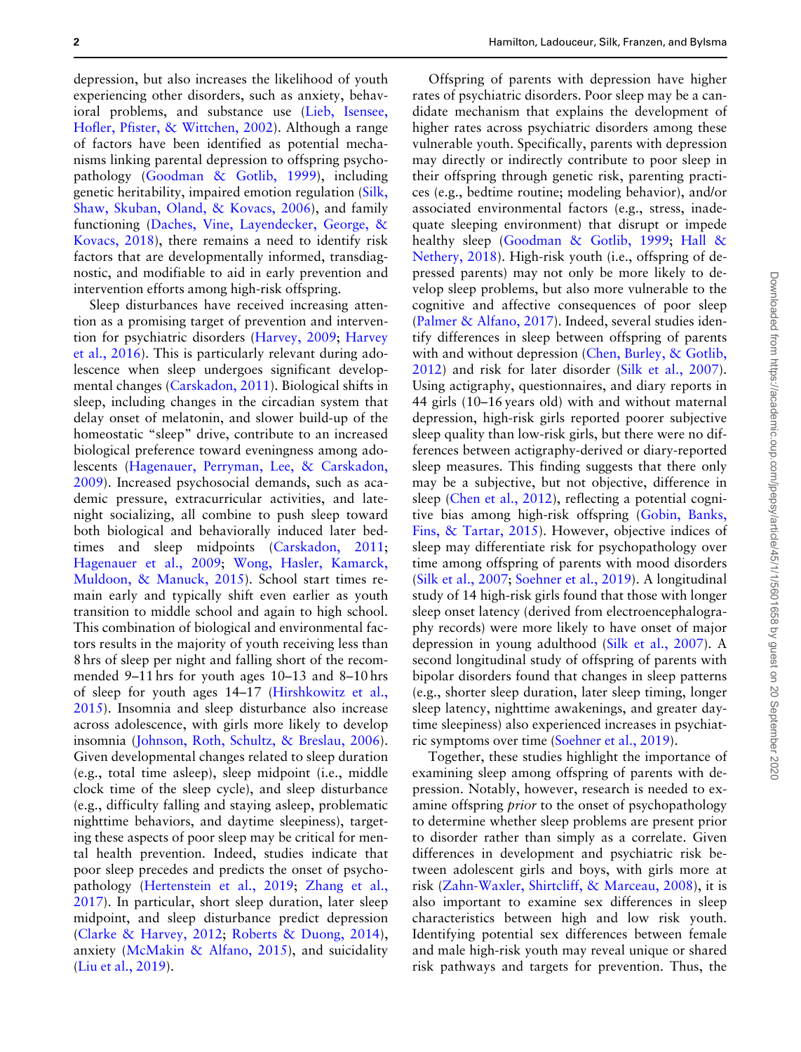depression, but also increases the likelihood of youth experiencing other disorders, such as anxiety, behavioral problems, and substance use (Lieb, Isensee, Hofler, Pfister, & Wittchen, 2002). Although a range of factors have been identified as potential mechanisms linking parental depression to offspring psychopathology (Goodman & Gotlib, 1999), including genetic heritability, impaired emotion regulation (Silk, Shaw, Skuban, Oland, & Kovacs, 2006), and family functioning (Daches, Vine, Layendecker, George, & Kovacs, 2018), there remains a need to identify risk factors that are developmentally informed, transdiagnostic, and modifiable to aid in early prevention and intervention efforts among high-risk offspring.

Sleep disturbances have received increasing attention as a promising target of prevention and intervention for psychiatric disorders (Harvey, 2009; Harvey et al., 2016). This is particularly relevant during adolescence when sleep undergoes significant developmental changes (Carskadon, 2011). Biological shifts in sleep, including changes in the circadian system that delay onset of melatonin, and slower build-up of the homeostatic "sleep" drive, contribute to an increased biological preference toward eveningness among adolescents (Hagenauer, Perryman, Lee, & Carskadon, 2009). Increased psychosocial demands, such as academic pressure, extracurricular activities, and late-night socializing, all combine to push sleep toward both biological and behaviorally induced later bedtimes and sleep midpoints (Carskadon, 2011; Hagenauer et al., 2009; Wong, Hasler, Kamarck, Muldoon, & Manuck, 2015). School start times remain early and typically shift even earlier as youth transition to middle school and again to high school. This combination of biological and environmental factors results in the majority of youth receiving less than 8 hrs of sleep per night and falling short of the recommended 9–11 hrs for youth ages 10–13 and 8–10 hrs of sleep for youth ages 14–17 (Hirshkowitz et al., 2015). Insomnia and sleep disturbance also increase across adolescence, with girls more likely to develop insomnia (Johnson, Roth, Schultz, & Breslau, 2006). Given developmental changes related to sleep duration (e.g., total time asleep), sleep midpoint (i.e., middle clock time of the sleep cycle), and sleep disturbance (e.g., difficulty falling and staying asleep, problematic nighttime behaviors, and daytime sleepiness), targeting these aspects of poor sleep may be critical for mental health prevention. Indeed, studies indicate that poor sleep precedes and predicts the onset of psychopathology (Hertenstein et al., 2019; Zhang et al., 2017). In particular, short sleep duration, later sleep midpoint, and sleep disturbance predict depression (Clarke & Harvey, 2012; Roberts & Duong, 2014), anxiety (McMakin & Alfano, 2015), and suicidality (Liu et al., 2019).

Offspring of parents with depression have higher rates of psychiatric disorders. Poor sleep may be a candidate mechanism that explains the development of higher rates across psychiatric disorders among these vulnerable youth. Specifically, parents with depression may directly or indirectly contribute to poor sleep in their offspring through genetic risk, parenting practices (e.g., bedtime routine; modeling behavior), and/or associated environmental factors (e.g., stress, inadequate sleeping environment) that disrupt or impede healthy sleep (Goodman & Gotlib, 1999; Hall & Nethery, 2018). High-risk youth (i.e., offspring of depressed parents) may not only be more likely to develop sleep problems, but also more vulnerable to the cognitive and affective consequences of poor sleep (Palmer & Alfano, 2017). Indeed, several studies identify differences in sleep between offspring of parents with and without depression (Chen, Burley, & Gotlib, 2012) and risk for later disorder (Silk et al., 2007). Using actigraphy, questionnaires, and diary reports in 44 girls (10–16 years old) with and without maternal depression, high-risk girls reported poorer subjective sleep quality than low-risk girls, but there were no differences between actigraphy-derived or diary-reported sleep measures. This finding suggests that there only may be a subjective, but not objective, difference in sleep (Chen et al., 2012), reflecting a potential cognitive bias among high-risk offspring (Gobin, Banks, Fins, & Tartar, 2015). However, objective indices of sleep may differentiate risk for psychopathology over time among offspring of parents with mood disorders (Silk et al., 2007; Soehner et al., 2019). A longitudinal study of 14 high-risk girls found that those with longer sleep onset latency (derived from electroencephalography records) were more likely to have onset of major depression in young adulthood (Silk et al., 2007). A second longitudinal study of offspring of parents with bipolar disorders found that changes in sleep patterns (e.g., shorter sleep duration, later sleep timing, longer sleep latency, nighttime awakenings, and greater daytime sleepiness) also experienced increases in psychiatric symptoms over time (Soehner et al., 2019).

Together, these studies highlight the importance of examining sleep among offspring of parents with depression. Notably, however, research is needed to examine offspring *prior* to the onset of psychopathology to determine whether sleep problems are present prior to disorder rather than simply as a correlate. Given differences in development and psychiatric risk between adolescent girls and boys, with girls more at risk (Zahn-Waxler, Shirtcliff, & Marceau, 2008), it is also important to examine sex differences in sleep characteristics between high and low risk youth. Identifying potential sex differences between female and male high-risk youth may reveal unique or shared risk pathways and targets for prevention. Thus, the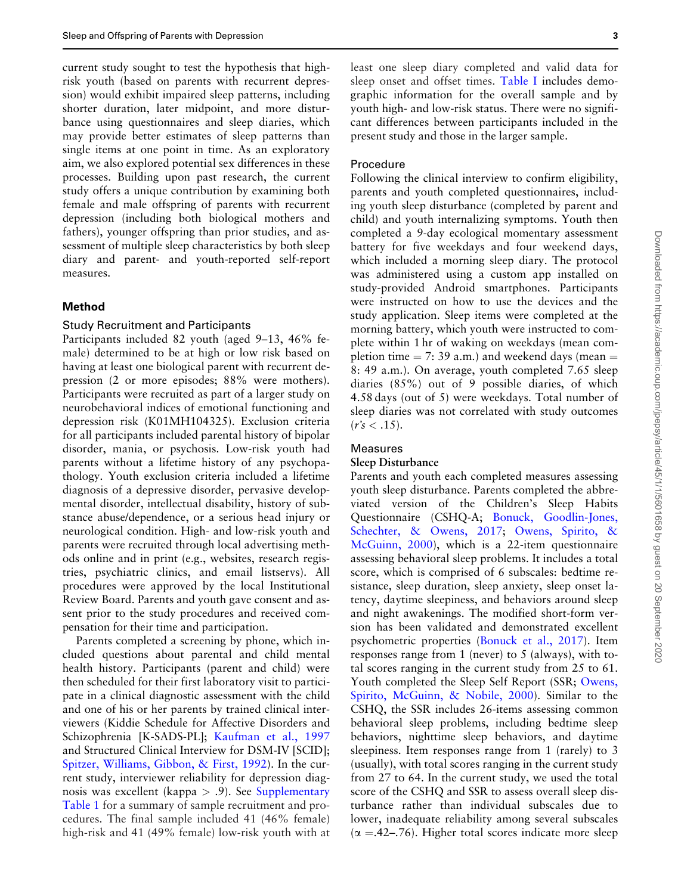current study sought to test the hypothesis that high-risk youth (based on parents with recurrent depression) would exhibit impaired sleep patterns, including shorter duration, later midpoint, and more disturbance using questionnaires and sleep diaries, which may provide better estimates of sleep patterns than single items at one point in time. As an exploratory aim, we also explored potential sex differences in these processes. Building upon past research, the current study offers a unique contribution by examining both female and male offspring of parents with recurrent depression (including both biological mothers and fathers), younger offspring than prior studies, and assessment of multiple sleep characteristics by both sleep diary and parent- and youth-reported self-report measures.

## Method

### Study Recruitment and Participants

Participants included 82 youth (aged 9–13, 46% female) determined to be at high or low risk based on having at least one biological parent with recurrent depression (2 or more episodes; 88% were mothers). Participants were recruited as part of a larger study on neurobehavioral indices of emotional functioning and depression risk (K01MH104325). Exclusion criteria for all participants included parental history of bipolar disorder, mania, or psychosis. Low-risk youth had parents without a lifetime history of any psychopathology. Youth exclusion criteria included a lifetime diagnosis of a depressive disorder, pervasive developmental disorder, intellectual disability, history of substance abuse/dependence, or a serious head injury or neurological condition. High- and low-risk youth and parents were recruited through local advertising methods online and in print (e.g., websites, research registries, psychiatric clinics, and email listservs). All procedures were approved by the local Institutional Review Board. Parents and youth gave consent and assent prior to the study procedures and received compensation for their time and participation.

Parents completed a screening by phone, which included questions about parental and child mental health history. Participants (parent and child) were then scheduled for their first laboratory visit to participate in a clinical diagnostic assessment with the child and one of his or her parents by trained clinical interviewers (Kiddie Schedule for Affective Disorders and Schizophrenia [K-SADS-PL]; Kaufman et al., 1997 and Structured Clinical Interview for DSM-IV [SCID]; Spitzer, Williams, Gibbon, & First, 1992). In the current study, interviewer reliability for depression diagnosis was excellent (kappa > .9). See Supplementary Table 1 for a summary of sample recruitment and procedures. The final sample included 41 (46% female) high-risk and 41 (49% female) low-risk youth with at least one sleep diary completed and valid data for sleep onset and offset times. Table I includes demographic information for the overall sample and by youth high- and low-risk status. There were no significant differences between participants included in the present study and those in the larger sample.

### Procedure

Following the clinical interview to confirm eligibility, parents and youth completed questionnaires, including youth sleep disturbance (completed by parent and child) and youth internalizing symptoms. Youth then completed a 9-day ecological momentary assessment battery for five weekdays and four weekend days, which included a morning sleep diary. The protocol was administered using a custom app installed on study-provided Android smartphones. Participants were instructed on how to use the devices and the study application. Sleep items were completed at the morning battery, which youth were instructed to complete within 1 hr of waking on weekdays (mean completion time = 7: 39 a.m.) and weekend days (mean = 8: 49 a.m.). On average, youth completed 7.65 sleep diaries (85%) out of 9 possible diaries, of which 4.58 days (out of 5) were weekdays. Total number of sleep diaries was not correlated with study outcomes ($r$'s < .15).

### Measures

#### Sleep Disturbance

Parents and youth each completed measures assessing youth sleep disturbance. Parents completed the abbreviated version of the Children's Sleep Habits Questionnaire (CSHQ-A; Bonuck, Goodlin-Jones, Schechter, & Owens, 2017; Owens, Spirito, & McGuinn, 2000), which is a 22-item questionnaire assessing behavioral sleep problems. It includes a total score, which is comprised of 6 subscales: bedtime resistance, sleep duration, sleep anxiety, sleep onset latency, daytime sleepiness, and behaviors around sleep and night awakenings. The modified short-form version has been validated and demonstrated excellent psychometric properties (Bonuck et al., 2017). Item responses range from 1 (never) to 5 (always), with total scores ranging in the current study from 25 to 61. Youth completed the Sleep Self Report (SSR; Owens, Spirito, McGuinn, & Nobile, 2000). Similar to the CSHQ, the SSR includes 26-items assessing common behavioral sleep problems, including bedtime sleep behaviors, nighttime sleep behaviors, and daytime sleepiness. Item responses range from 1 (rarely) to 3 (usually), with total scores ranging in the current study from 27 to 64. In the current study, we used the total score of the CSHQ and SSR to assess overall sleep disturbance rather than individual subscales due to lower, inadequate reliability among several subscales ($\alpha$ =.42–.76). Higher total scores indicate more sleep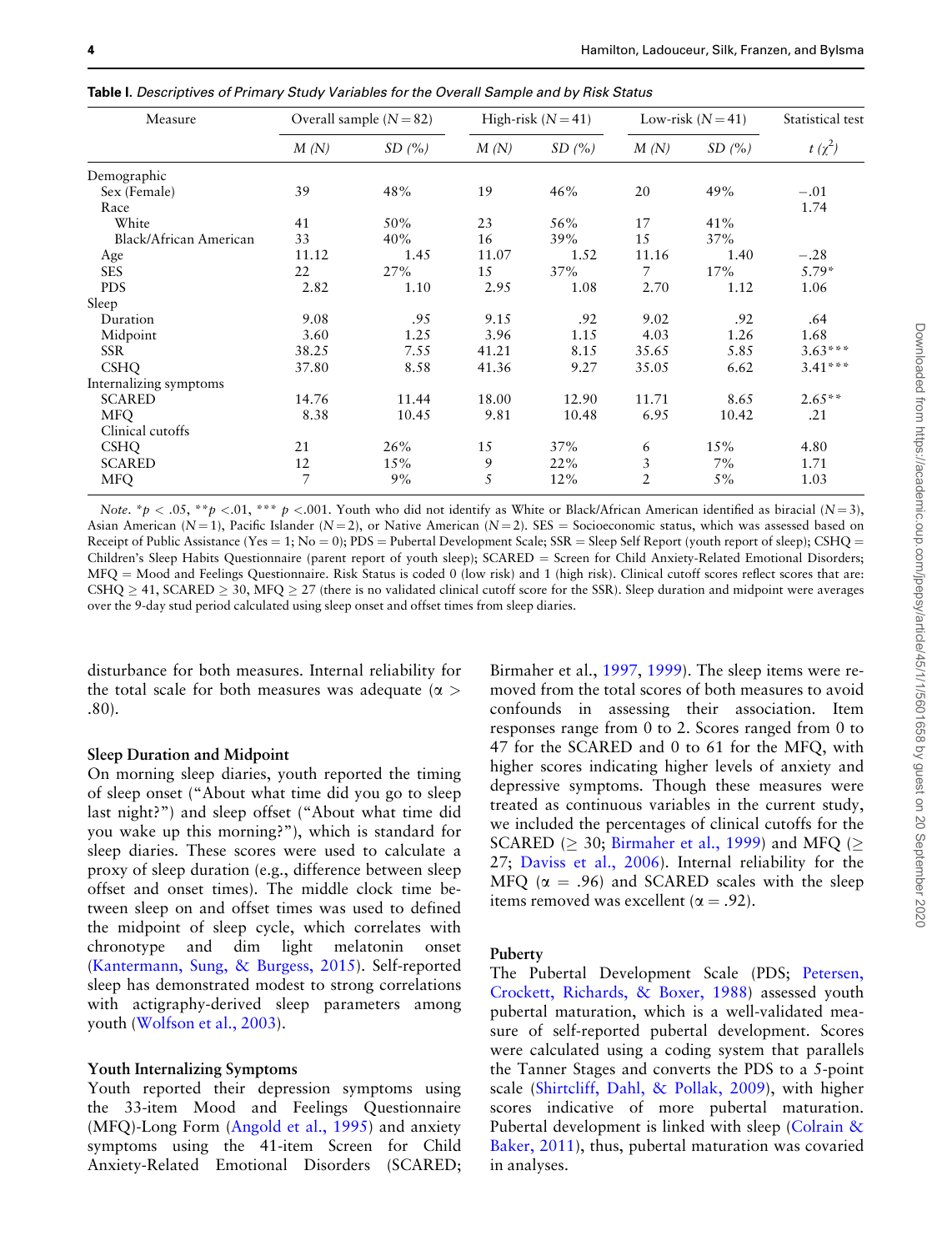**Table I.** *Descriptives of Primary Study Variables for the Overall Sample and by Risk Status*

| Measure | Overall sample (N = 82) | | High-risk (N = 41) | | Low-risk (N = 41) | | Statistical test |
|---|---|---|---|---|---|---|---|
| | *M (N)* | *SD (%)* | *M (N)* | *SD (%)* | *M (N)* | *SD (%)* | $t$ ($\chi^2$) |
| Demographic | | | | | | | |
| Sex (Female) | 39 | 48% | 19 | 46% | 20 | 49% | −.01 |
| Race | | | | | | | 1.74 |
| White | 41 | 50% | 23 | 56% | 17 | 41% | |
| Black/African American | 33 | 40% | 16 | 39% | 15 | 37% | |
| Age | 11.12 | 1.45 | 11.07 | 1.52 | 11.16 | 1.40 | −.28 |
| SES | 22 | 27% | 15 | 37% | 7 | 17% | 5.79* |
| PDS | 2.82 | 1.10 | 2.95 | 1.08 | 2.70 | 1.12 | 1.06 |
| Sleep | | | | | | | |
| Duration | 9.08 | .95 | 9.15 | .92 | 9.02 | .92 | .64 |
| Midpoint | 3.60 | 1.25 | 3.96 | 1.15 | 4.03 | 1.26 | 1.68 |
| SSR | 38.25 | 7.55 | 41.21 | 8.15 | 35.65 | 5.85 | 3.63*** |
| CSHQ | 37.80 | 8.58 | 41.36 | 9.27 | 35.05 | 6.62 | 3.41*** |
| Internalizing symptoms | | | | | | | |
| SCARED | 14.76 | 11.44 | 18.00 | 12.90 | 11.71 | 8.65 | 2.65** |
| MFQ | 8.38 | 10.45 | 9.81 | 10.48 | 6.95 | 10.42 | .21 |
| Clinical cutoffs | | | | | | | |
| CSHQ | 21 | 26% | 15 | 37% | 6 | 15% | 4.80 |
| SCARED | 12 | 15% | 9 | 22% | 3 | 7% | 1.71 |
| MFQ | 7 | 9% | 5 | 12% | 2 | 5% | 1.03 |

*Note*. *$p < .05$, **$p < .01$, *** $p < .001$. Youth who did not identify as White or Black/African American identified as biracial (N = 3), Asian American (N = 1), Pacific Islander (N = 2), or Native American (N = 2). SES = Socioeconomic status, which was assessed based on Receipt of Public Assistance (Yes = 1; No = 0); PDS = Pubertal Development Scale; SSR = Sleep Self Report (youth report of sleep); CSHQ = Children's Sleep Habits Questionnaire (parent report of youth sleep); SCARED = Screen for Child Anxiety-Related Emotional Disorders; MFQ = Mood and Feelings Questionnaire. Risk Status is coded 0 (low risk) and 1 (high risk). Clinical cutoff scores reflect scores that are: CSHQ ≥ 41, SCARED ≥ 30, MFQ ≥ 27 (there is no validated clinical cutoff score for the SSR). Sleep duration and midpoint were averages over the 9-day stud period calculated using sleep onset and offset times from sleep diaries.

disturbance for both measures. Internal reliability for the total scale for both measures was adequate (α > .80).

### Sleep Duration and Midpoint

On morning sleep diaries, youth reported the timing of sleep onset ("About what time did you go to sleep last night?") and sleep offset ("About what time did you wake up this morning?"), which is standard for sleep diaries. These scores were used to calculate a proxy of sleep duration (e.g., difference between sleep offset and onset times). The middle clock time between sleep on and offset times was used to defined the midpoint of sleep cycle, which correlates with chronotype and dim light melatonin onset (Kantermann, Sung, & Burgess, 2015). Self-reported sleep has demonstrated modest to strong correlations with actigraphy-derived sleep parameters among youth (Wolfson et al., 2003).

### Youth Internalizing Symptoms

Youth reported their depression symptoms using the 33-item Mood and Feelings Questionnaire (MFQ)-Long Form (Angold et al., 1995) and anxiety symptoms using the 41-item Screen for Child Anxiety-Related Emotional Disorders (SCARED; Birmaher et al., 1997, 1999). The sleep items were removed from the total scores of both measures to avoid confounds in assessing their association. Item responses range from 0 to 2. Scores ranged from 0 to 47 for the SCARED and 0 to 61 for the MFQ, with higher scores indicating higher levels of anxiety and depressive symptoms. Though these measures were treated as continuous variables in the current study, we included the percentages of clinical cutoffs for the SCARED (≥ 30; Birmaher et al., 1999) and MFQ (≥ 27; Daviss et al., 2006). Internal reliability for the MFQ (α = .96) and SCARED scales with the sleep items removed was excellent (α = .92).

### Puberty

The Pubertal Development Scale (PDS; Petersen, Crockett, Richards, & Boxer, 1988) assessed youth pubertal maturation, which is a well-validated measure of self-reported pubertal development. Scores were calculated using a coding system that parallels the Tanner Stages and converts the PDS to a 5-point scale (Shirtcliff, Dahl, & Pollak, 2009), with higher scores indicative of more pubertal maturation. Pubertal development is linked with sleep (Colrain & Baker, 2011), thus, pubertal maturation was covaried in analyses.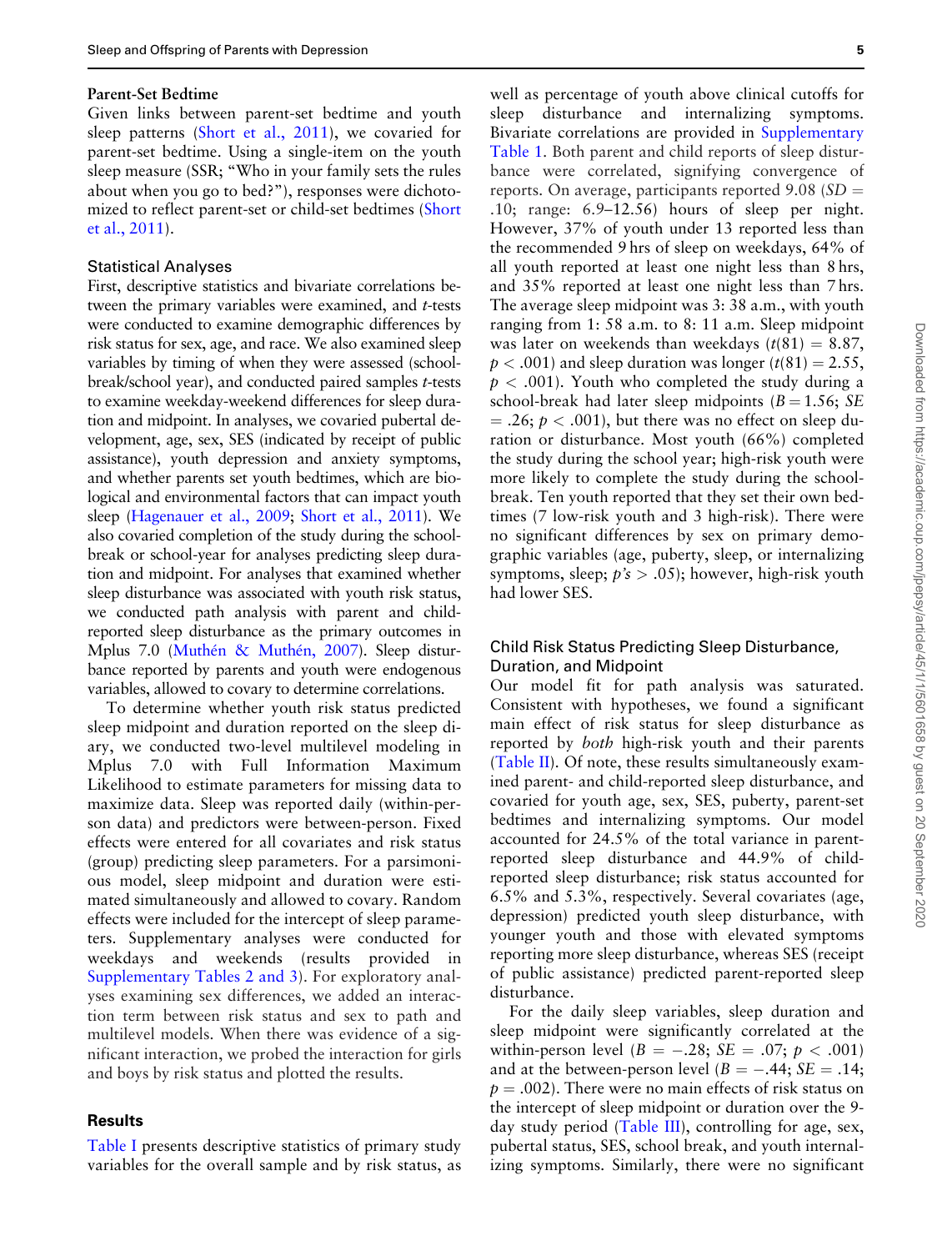### Parent-Set Bedtime

Given links between parent-set bedtime and youth sleep patterns (Short et al., 2011), we covaried for parent-set bedtime. Using a single-item on the youth sleep measure (SSR; "Who in your family sets the rules about when you go to bed?"), responses were dichotomized to reflect parent-set or child-set bedtimes (Short et al., 2011).

### Statistical Analyses

First, descriptive statistics and bivariate correlations between the primary variables were examined, and *t*-tests were conducted to examine demographic differences by risk status for sex, age, and race. We also examined sleep variables by timing of when they were assessed (school-break/school year), and conducted paired samples *t*-tests to examine weekday-weekend differences for sleep duration and midpoint. In analyses, we covaried pubertal development, age, sex, SES (indicated by receipt of public assistance), youth depression and anxiety symptoms, and whether parents set youth bedtimes, which are biological and environmental factors that can impact youth sleep (Hagenauer et al., 2009; Short et al., 2011). We also covaried completion of the study during the school-break or school-year for analyses predicting sleep duration and midpoint. For analyses that examined whether sleep disturbance was associated with youth risk status, we conducted path analysis with parent and child-reported sleep disturbance as the primary outcomes in Mplus 7.0 (Muthén & Muthén, 2007). Sleep disturbance reported by parents and youth were endogenous variables, allowed to covary to determine correlations.

To determine whether youth risk status predicted sleep midpoint and duration reported on the sleep diary, we conducted two-level multilevel modeling in Mplus 7.0 with Full Information Maximum Likelihood to estimate parameters for missing data to maximize data. Sleep was reported daily (within-person data) and predictors were between-person. Fixed effects were entered for all covariates and risk status (group) predicting sleep parameters. For a parsimonious model, sleep midpoint and duration were estimated simultaneously and allowed to covary. Random effects were included for the intercept of sleep parameters. Supplementary analyses were conducted for weekdays and weekends (results provided in Supplementary Tables 2 and 3). For exploratory analyses examining sex differences, we added an interaction term between risk status and sex to path and multilevel models. When there was evidence of a significant interaction, we probed the interaction for girls and boys by risk status and plotted the results.

## Results

Table I presents descriptive statistics of primary study variables for the overall sample and by risk status, as well as percentage of youth above clinical cutoffs for sleep disturbance and internalizing symptoms. Bivariate correlations are provided in Supplementary Table 1. Both parent and child reports of sleep disturbance were correlated, signifying convergence of reports. On average, participants reported 9.08 ($SD$ = .10; range: 6.9–12.56) hours of sleep per night. However, 37% of youth under 13 reported less than the recommended 9 hrs of sleep on weekdays, 64% of all youth reported at least one night less than 8 hrs, and 35% reported at least one night less than 7 hrs. The average sleep midpoint was 3: 38 a.m., with youth ranging from 1: 58 a.m. to 8: 11 a.m. Sleep midpoint was later on weekends than weekdays ($t(81) = 8.87$, $p < .001$) and sleep duration was longer ($t(81) = 2.55$, $p < .001$). Youth who completed the study during a school-break had later sleep midpoints ($B = 1.56$; $SE = .26$; $p < .001$), but there was no effect on sleep duration or disturbance. Most youth (66%) completed the study during the school year; high-risk youth were more likely to complete the study during the school-break. Ten youth reported that they set their own bedtimes (7 low-risk youth and 3 high-risk). There were no significant differences by sex on primary demographic variables (age, puberty, sleep, or internalizing symptoms, sleep; $p$'s $> .05$); however, high-risk youth had lower SES.

### Child Risk Status Predicting Sleep Disturbance, Duration, and Midpoint

Our model fit for path analysis was saturated. Consistent with hypotheses, we found a significant main effect of risk status for sleep disturbance as reported by *both* high-risk youth and their parents (Table II). Of note, these results simultaneously examined parent- and child-reported sleep disturbance, and covaried for youth age, sex, SES, puberty, parent-set bedtimes and internalizing symptoms. Our model accounted for 24.5% of the total variance in parent-reported sleep disturbance and 44.9% of child-reported sleep disturbance; risk status accounted for 6.5% and 5.3%, respectively. Several covariates (age, depression) predicted youth sleep disturbance, with younger youth and those with elevated symptoms reporting more sleep disturbance, whereas SES (receipt of public assistance) predicted parent-reported sleep disturbance.

For the daily sleep variables, sleep duration and sleep midpoint were significantly correlated at the within-person level ($B = -.28$; $SE = .07$; $p < .001$) and at the between-person level ($B = -.44$; $SE = .14$; $p = .002$). There were no main effects of risk status on the intercept of sleep midpoint or duration over the 9-day study period (Table III), controlling for age, sex, pubertal status, SES, school break, and youth internalizing symptoms. Similarly, there were no significant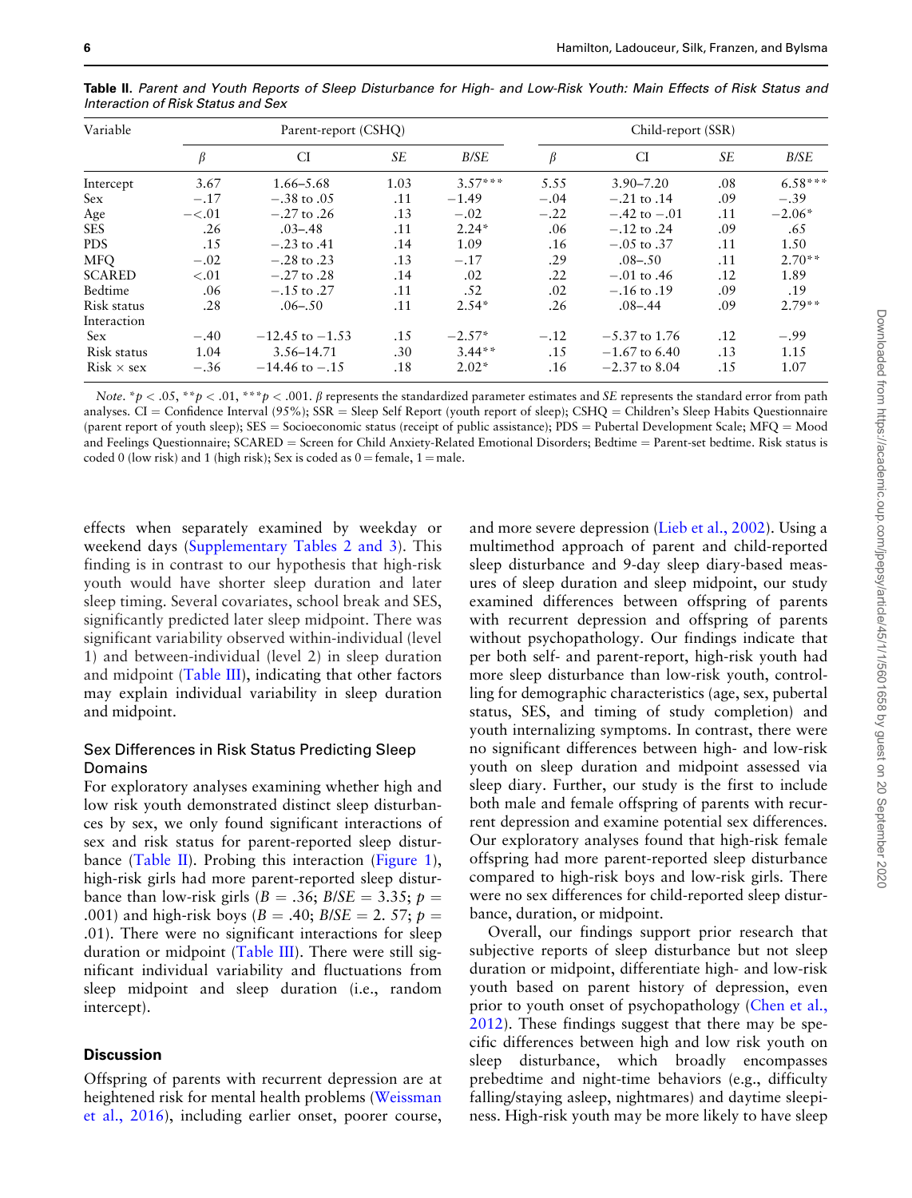**Table II**. *Parent and Youth Reports of Sleep Disturbance for High- and Low-Risk Youth: Main Effects of Risk Status and Interaction of Risk Status and Sex*

| Variable | Parent-report (CSHQ) | | | | Child-report (SSR) | | | |
|---|---|---|---|---|---|---|---|---|
| | $\beta$ | CI | *SE* | *B/SE* | $\beta$ | CI | *SE* | *B/SE* |
| Intercept | 3.67 | 1.66–5.68 | 1.03 | 3.57*** | 5.55 | 3.90–7.20 | .08 | 6.58*** |
| Sex | −.17 | −.38 to .05 | .11 | −1.49 | −.04 | −.21 to .14 | .09 | −.39 |
| Age | −<.01 | −.27 to .26 | .13 | −.02 | −.22 | −.42 to −.01 | .11 | −2.06* |
| SES | .26 | .03–.48 | .11 | 2.24* | .06 | −.12 to .24 | .09 | .65 |
| PDS | .15 | −.23 to .41 | .14 | 1.09 | .16 | −.05 to .37 | .11 | 1.50 |
| MFQ | −.02 | −.28 to .23 | .13 | −.17 | .29 | .08–.50 | .11 | 2.70** |
| SCARED | <.01 | −.27 to .28 | .14 | .02 | .22 | −.01 to .46 | .12 | 1.89 |
| Bedtime | .06 | −.15 to .27 | .11 | .52 | .02 | −.16 to .19 | .09 | .19 |
| Risk status | .28 | .06–.50 | .11 | 2.54* | .26 | .08–.44 | .09 | 2.79** |
| Interaction | | | | | | | | |
| Sex | −.40 | −12.45 to −1.53 | .15 | −2.57* | −.12 | −5.37 to 1.76 | .12 | −.99 |
| Risk status | 1.04 | 3.56–14.71 | .30 | 3.44** | .15 | −1.67 to 6.40 | .13 | 1.15 |
| Risk × sex | −.36 | −14.46 to −.15 | .18 | 2.02* | .16 | −2.37 to 8.04 | .15 | 1.07 |

*Note*. $^*p < .05$, $^{**}p < .01$, $^{***}p < .001$. $\beta$ represents the standardized parameter estimates and *SE* represents the standard error from path analyses. CI = Confidence Interval (95%); SSR = Sleep Self Report (youth report of sleep); CSHQ = Children's Sleep Habits Questionnaire (parent report of youth sleep); SES = Socioeconomic status (receipt of public assistance); PDS = Pubertal Development Scale; MFQ = Mood and Feelings Questionnaire; SCARED = Screen for Child Anxiety-Related Emotional Disorders; Bedtime = Parent-set bedtime. Risk status is coded 0 (low risk) and 1 (high risk); Sex is coded as 0 = female, 1 = male.

effects when separately examined by weekday or weekend days (Supplementary Tables 2 and 3). This finding is in contrast to our hypothesis that high-risk youth would have shorter sleep duration and later sleep timing. Several covariates, school break and SES, significantly predicted later sleep midpoint. There was significant variability observed within-individual (level 1) and between-individual (level 2) in sleep duration and midpoint (Table III), indicating that other factors may explain individual variability in sleep duration and midpoint.

### Sex Differences in Risk Status Predicting Sleep Domains

For exploratory analyses examining whether high and low risk youth demonstrated distinct sleep disturbances by sex, we only found significant interactions of sex and risk status for parent-reported sleep disturbance (Table II). Probing this interaction (Figure 1), high-risk girls had more parent-reported sleep disturbance than low-risk girls ($B$ = .36; $B/SE$ = 3.35; $p$ = .001) and high-risk boys ($B$ = .40; $B/SE$ = 2. 57; $p$ = .01). There were no significant interactions for sleep duration or midpoint (Table III). There were still significant individual variability and fluctuations from sleep midpoint and sleep duration (i.e., random intercept).

## Discussion

Offspring of parents with recurrent depression are at heightened risk for mental health problems (Weissman et al., 2016), including earlier onset, poorer course, and more severe depression (Lieb et al., 2002). Using a multimethod approach of parent and child-reported sleep disturbance and 9-day sleep diary-based measures of sleep duration and sleep midpoint, our study examined differences between offspring of parents with recurrent depression and offspring of parents without psychopathology. Our findings indicate that per both self- and parent-report, high-risk youth had more sleep disturbance than low-risk youth, controlling for demographic characteristics (age, sex, pubertal status, SES, and timing of study completion) and youth internalizing symptoms. In contrast, there were no significant differences between high- and low-risk youth on sleep duration and midpoint assessed via sleep diary. Further, our study is the first to include both male and female offspring of parents with recurrent depression and examine potential sex differences. Our exploratory analyses found that high-risk female offspring had more parent-reported sleep disturbance compared to high-risk boys and low-risk girls. There were no sex differences for child-reported sleep disturbance, duration, or midpoint.

Overall, our findings support prior research that subjective reports of sleep disturbance but not sleep duration or midpoint, differentiate high- and low-risk youth based on parent history of depression, even prior to youth onset of psychopathology (Chen et al., 2012). These findings suggest that there may be specific differences between high and low risk youth on sleep disturbance, which broadly encompasses prebedtime and night-time behaviors (e.g., difficulty falling/staying asleep, nightmares) and daytime sleepiness. High-risk youth may be more likely to have sleep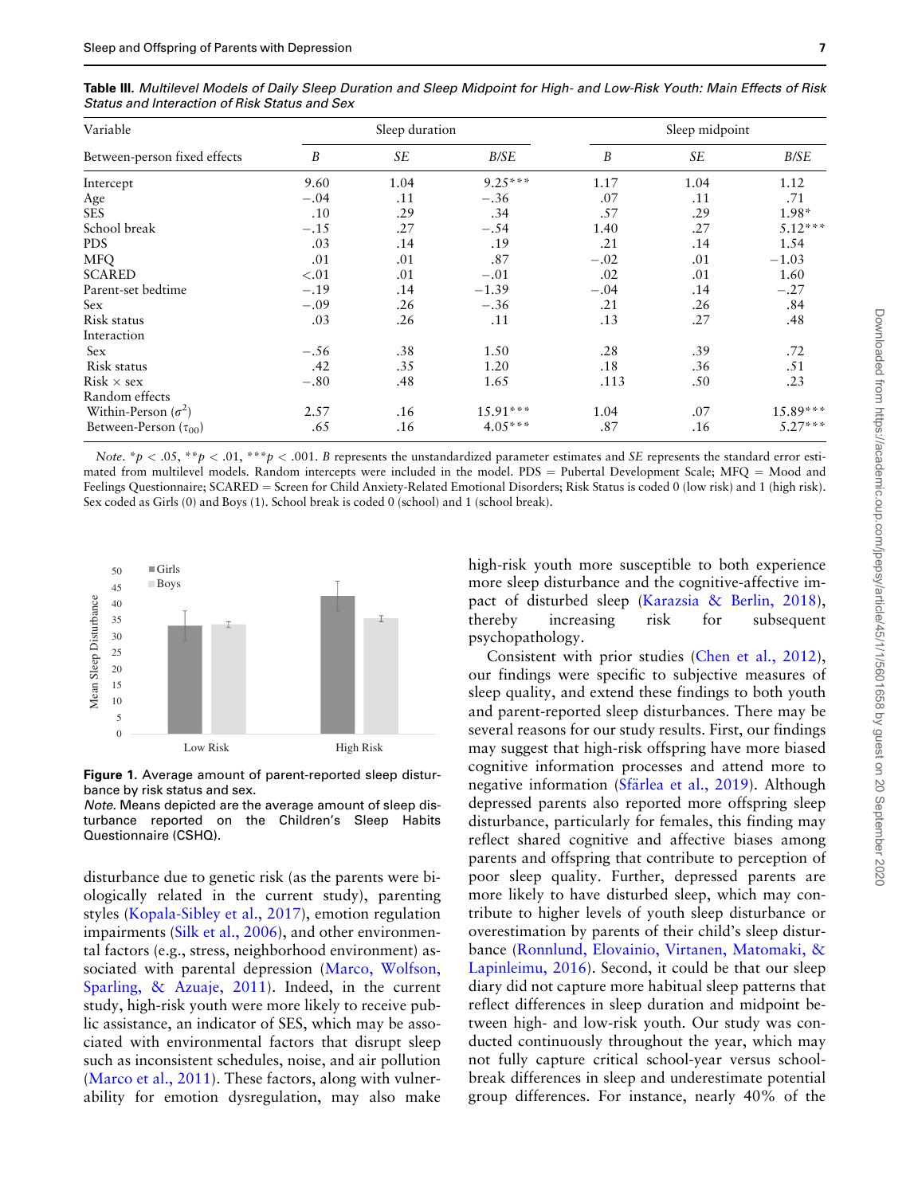**Table III.** *Multilevel Models of Daily Sleep Duration and Sleep Midpoint for High- and Low-Risk Youth: Main Effects of Risk Status and Interaction of Risk Status and Sex*

| Variable | Sleep duration | | | Sleep midpoint | | |
|---|---|---|---|---|---|---|
| Between-person fixed effects | *B* | *SE* | *B/SE* | *B* | *SE* | *B/SE* |
| Intercept | 9.60 | 1.04 | 9.25*** | 1.17 | 1.04 | 1.12 |
| Age | −.04 | .11 | −.36 | .07 | .11 | .71 |
| SES | .10 | .29 | .34 | .57 | .29 | 1.98* |
| School break | −.15 | .27 | −.54 | 1.40 | .27 | 5.12*** |
| PDS | .03 | .14 | .19 | .21 | .14 | 1.54 |
| MFQ | .01 | .01 | .87 | −.02 | .01 | −1.03 |
| SCARED | <.01 | .01 | −.01 | .02 | .01 | 1.60 |
| Parent-set bedtime | −.19 | .14 | −1.39 | −.04 | .14 | −.27 |
| Sex | −.09 | .26 | −.36 | .21 | .26 | .84 |
| Risk status | .03 | .26 | .11 | .13 | .27 | .48 |
| Interaction | | | | | | |
| Sex | −.56 | .38 | 1.50 | .28 | .39 | .72 |
| Risk status | .42 | .35 | 1.20 | .18 | .36 | .51 |
| Risk × sex | −.80 | .48 | 1.65 | .113 | .50 | .23 |
| Random effects | | | | | | |
| Within-Person ($\sigma^2$) | 2.57 | .16 | 15.91*** | 1.04 | .07 | 15.89*** |
| Between-Person ($\tau_{00}$) | .65 | .16 | 4.05*** | .87 | .16 | 5.27*** |

*Note.* *$p < .05$, **$p < .01$, ***$p < .001$. *B* represents the unstandardized parameter estimates and *SE* represents the standard error estimated from multilevel models. Random intercepts were included in the model. PDS = Pubertal Development Scale; MFQ = Mood and Feelings Questionnaire; SCARED = Screen for Child Anxiety-Related Emotional Disorders; Risk Status is coded 0 (low risk) and 1 (high risk). Sex coded as Girls (0) and Boys (1). School break is coded 0 (school) and 1 (school break).

**Figure 1.** Average amount of parent-reported sleep disturbance by risk status and sex.
*Note.* Means depicted are the average amount of sleep disturbance reported on the Children's Sleep Habits Questionnaire (CSHQ).

disturbance due to genetic risk (as the parents were biologically related in the current study), parenting styles (Kopala-Sibley et al., 2017), emotion regulation impairments (Silk et al., 2006), and other environmental factors (e.g., stress, neighborhood environment) associated with parental depression (Marco, Wolfson, Sparling, & Azuaje, 2011). Indeed, in the current study, high-risk youth were more likely to receive public assistance, an indicator of SES, which may be associated with environmental factors that disrupt sleep such as inconsistent schedules, noise, and air pollution (Marco et al., 2011). These factors, along with vulnerability for emotion dysregulation, may also make high-risk youth more susceptible to both experience more sleep disturbance and the cognitive-affective impact of disturbed sleep (Karazsia & Berlin, 2018), thereby increasing risk for subsequent psychopathology.

Consistent with prior studies (Chen et al., 2012), our findings were specific to subjective measures of sleep quality, and extend these findings to both youth and parent-reported sleep disturbances. There may be several reasons for our study results. First, our findings may suggest that high-risk offspring have more biased cognitive information processes and attend more to negative information (Sfärlea et al., 2019). Although depressed parents also reported more offspring sleep disturbance, particularly for females, this finding may reflect shared cognitive and affective biases among parents and offspring that contribute to perception of poor sleep quality. Further, depressed parents are more likely to have disturbed sleep, which may contribute to higher levels of youth sleep disturbance or overestimation by parents of their child's sleep disturbance (Ronnlund, Elovainio, Virtanen, Matomaki, & Lapinleimu, 2016). Second, it could be that our sleep diary did not capture more habitual sleep patterns that reflect differences in sleep duration and midpoint between high- and low-risk youth. Our study was conducted continuously throughout the year, which may not fully capture critical school-year versus school-break differences in sleep and underestimate potential group differences. For instance, nearly 40% of the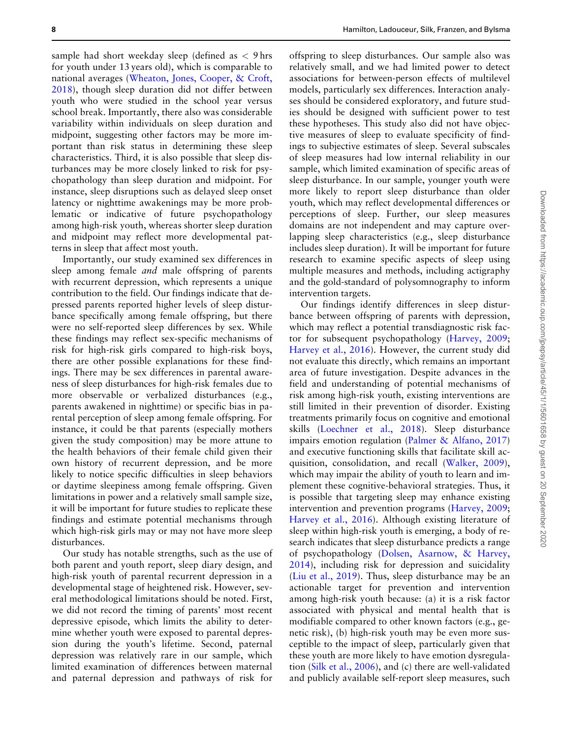sample had short weekday sleep (defined as $<$ 9 hrs for youth under 13 years old), which is comparable to national averages (Wheaton, Jones, Cooper, & Croft, 2018), though sleep duration did not differ between youth who were studied in the school year versus school break. Importantly, there also was considerable variability within individuals on sleep duration and midpoint, suggesting other factors may be more important than risk status in determining these sleep characteristics. Third, it is also possible that sleep disturbances may be more closely linked to risk for psychopathology than sleep duration and midpoint. For instance, sleep disruptions such as delayed sleep onset latency or nighttime awakenings may be more problematic or indicative of future psychopathology among high-risk youth, whereas shorter sleep duration and midpoint may reflect more developmental patterns in sleep that affect most youth.

Importantly, our study examined sex differences in sleep among female *and* male offspring of parents with recurrent depression, which represents a unique contribution to the field. Our findings indicate that depressed parents reported higher levels of sleep disturbance specifically among female offspring, but there were no self-reported sleep differences by sex. While these findings may reflect sex-specific mechanisms of risk for high-risk girls compared to high-risk boys, there are other possible explanations for these findings. There may be sex differences in parental awareness of sleep disturbances for high-risk females due to more observable or verbalized disturbances (e.g., parents awakened in nighttime) or specific bias in parental perception of sleep among female offspring. For instance, it could be that parents (especially mothers given the study composition) may be more attune to the health behaviors of their female child given their own history of recurrent depression, and be more likely to notice specific difficulties in sleep behaviors or daytime sleepiness among female offspring. Given limitations in power and a relatively small sample size, it will be important for future studies to replicate these findings and estimate potential mechanisms through which high-risk girls may or may not have more sleep disturbances.

Our study has notable strengths, such as the use of both parent and youth report, sleep diary design, and high-risk youth of parental recurrent depression in a developmental stage of heightened risk. However, several methodological limitations should be noted. First, we did not record the timing of parents' most recent depressive episode, which limits the ability to determine whether youth were exposed to parental depression during the youth's lifetime. Second, paternal depression was relatively rare in our sample, which limited examination of differences between maternal and paternal depression and pathways of risk for offspring to sleep disturbances. Our sample also was relatively small, and we had limited power to detect associations for between-person effects of multilevel models, particularly sex differences. Interaction analyses should be considered exploratory, and future studies should be designed with sufficient power to test these hypotheses. This study also did not have objective measures of sleep to evaluate specificity of findings to subjective estimates of sleep. Several subscales of sleep measures had low internal reliability in our sample, which limited examination of specific areas of sleep disturbance. In our sample, younger youth were more likely to report sleep disturbance than older youth, which may reflect developmental differences or perceptions of sleep. Further, our sleep measures domains are not independent and may capture overlapping sleep characteristics (e.g., sleep disturbance includes sleep duration). It will be important for future research to examine specific aspects of sleep using multiple measures and methods, including actigraphy and the gold-standard of polysomnography to inform intervention targets.

Our findings identify differences in sleep disturbance between offspring of parents with depression, which may reflect a potential transdiagnostic risk factor for subsequent psychopathology (Harvey, 2009; Harvey et al., 2016). However, the current study did not evaluate this directly, which remains an important area of future investigation. Despite advances in the field and understanding of potential mechanisms of risk among high-risk youth, existing interventions are still limited in their prevention of disorder. Existing treatments primarily focus on cognitive and emotional skills (Loechner et al., 2018). Sleep disturbance impairs emotion regulation (Palmer & Alfano, 2017) and executive functioning skills that facilitate skill acquisition, consolidation, and recall (Walker, 2009), which may impair the ability of youth to learn and implement these cognitive-behavioral strategies. Thus, it is possible that targeting sleep may enhance existing intervention and prevention programs (Harvey, 2009; Harvey et al., 2016). Although existing literature of sleep within high-risk youth is emerging, a body of research indicates that sleep disturbance predicts a range of psychopathology (Dolsen, Asarnow, & Harvey, 2014), including risk for depression and suicidality (Liu et al., 2019). Thus, sleep disturbance may be an actionable target for prevention and intervention among high-risk youth because: (a) it is a risk factor associated with physical and mental health that is modifiable compared to other known factors (e.g., genetic risk), (b) high-risk youth may be even more susceptible to the impact of sleep, particularly given that these youth are more likely to have emotion dysregulation (Silk et al., 2006), and (c) there are well-validated and publicly available self-report sleep measures, such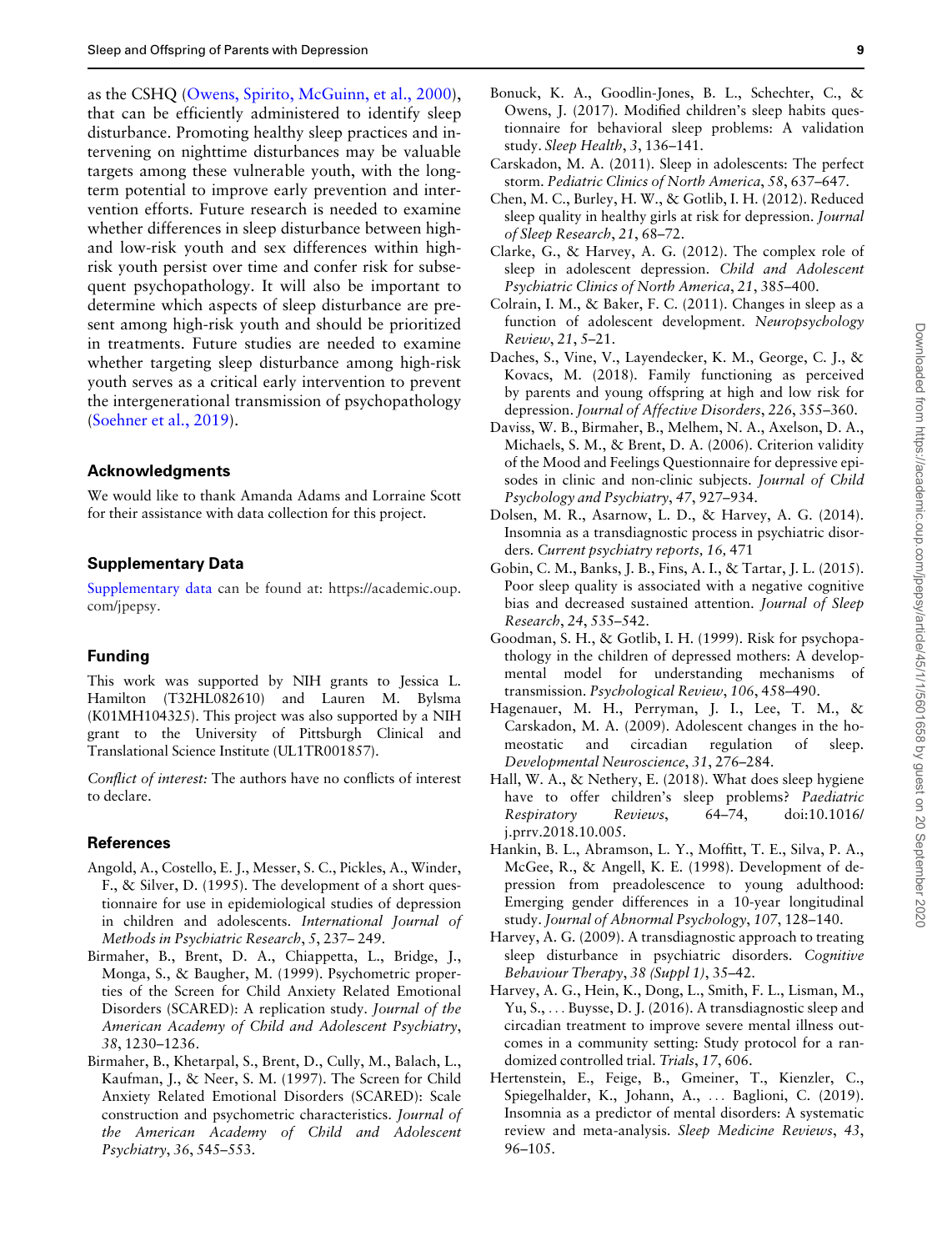as the CSHQ (Owens, Spirito, McGuinn, et al., 2000), that can be efficiently administered to identify sleep disturbance. Promoting healthy sleep practices and intervening on nighttime disturbances may be valuable targets among these vulnerable youth, with the long-term potential to improve early prevention and intervention efforts. Future research is needed to examine whether differences in sleep disturbance between high- and low-risk youth and sex differences within high-risk youth persist over time and confer risk for subsequent psychopathology. It will also be important to determine which aspects of sleep disturbance are present among high-risk youth and should be prioritized in treatments. Future studies are needed to examine whether targeting sleep disturbance among high-risk youth serves as a critical early intervention to prevent the intergenerational transmission of psychopathology (Soehner et al., 2019).

## Acknowledgments

We would like to thank Amanda Adams and Lorraine Scott for their assistance with data collection for this project.

## Supplementary Data

Supplementary data can be found at: https://academic.oup.com/jpepsy.

## Funding

This work was supported by NIH grants to Jessica L. Hamilton (T32HL082610) and Lauren M. Bylsma (K01MH104325). This project was also supported by a NIH grant to the University of Pittsburgh Clinical and Translational Science Institute (UL1TR001857).

*Conflict of interest:* The authors have no conflicts of interest to declare.

## References

Angold, A., Costello, E. J., Messer, S. C., Pickles, A., Winder, F., & Silver, D. (1995). The development of a short questionnaire for use in epidemiological studies of depression in children and adolescents. *International Journal of Methods in Psychiatric Research*, *5*, 237– 249.

Birmaher, B., Brent, D. A., Chiappetta, L., Bridge, J., Monga, S., & Baugher, M. (1999). Psychometric properties of the Screen for Child Anxiety Related Emotional Disorders (SCARED): A replication study. *Journal of the American Academy of Child and Adolescent Psychiatry*, *38*, 1230–1236.

Birmaher, B., Khetarpal, S., Brent, D., Cully, M., Balach, L., Kaufman, J., & Neer, S. M. (1997). The Screen for Child Anxiety Related Emotional Disorders (SCARED): Scale construction and psychometric characteristics. *Journal of the American Academy of Child and Adolescent Psychiatry*, *36*, 545–553.

Bonuck, K. A., Goodlin-Jones, B. L., Schechter, C., & Owens, J. (2017). Modified children's sleep habits questionnaire for behavioral sleep problems: A validation study. *Sleep Health*, *3*, 136–141.

Carskadon, M. A. (2011). Sleep in adolescents: The perfect storm. *Pediatric Clinics of North America*, *58*, 637–647.

Chen, M. C., Burley, H. W., & Gotlib, I. H. (2012). Reduced sleep quality in healthy girls at risk for depression. *Journal of Sleep Research*, *21*, 68–72.

Clarke, G., & Harvey, A. G. (2012). The complex role of sleep in adolescent depression. *Child and Adolescent Psychiatric Clinics of North America*, *21*, 385–400.

Colrain, I. M., & Baker, F. C. (2011). Changes in sleep as a function of adolescent development. *Neuropsychology Review*, *21*, 5–21.

Daches, S., Vine, V., Layendecker, K. M., George, C. J., & Kovacs, M. (2018). Family functioning as perceived by parents and young offspring at high and low risk for depression. *Journal of Affective Disorders*, *226*, 355–360.

Daviss, W. B., Birmaher, B., Melhem, N. A., Axelson, D. A., Michaels, S. M., & Brent, D. A. (2006). Criterion validity of the Mood and Feelings Questionnaire for depressive episodes in clinic and non-clinic subjects. *Journal of Child Psychology and Psychiatry*, *47*, 927–934.

Dolsen, M. R., Asarnow, L. D., & Harvey, A. G. (2014). Insomnia as a transdiagnostic process in psychiatric disorders. *Current psychiatry reports, 16,* 471

Gobin, C. M., Banks, J. B., Fins, A. I., & Tartar, J. L. (2015). Poor sleep quality is associated with a negative cognitive bias and decreased sustained attention. *Journal of Sleep Research*, *24*, 535–542.

Goodman, S. H., & Gotlib, I. H. (1999). Risk for psychopathology in the children of depressed mothers: A developmental model for understanding mechanisms of transmission. *Psychological Review*, *106*, 458–490.

Hagenauer, M. H., Perryman, J. I., Lee, T. M., & Carskadon, M. A. (2009). Adolescent changes in the homeostatic and circadian regulation of sleep. *Developmental Neuroscience*, *31*, 276–284.

Hall, W. A., & Nethery, E. (2018). What does sleep hygiene have to offer children's sleep problems? *Paediatric Respiratory Reviews*, 64–74, doi:10.1016/j.prrv.2018.10.005.

Hankin, B. L., Abramson, L. Y., Moffitt, T. E., Silva, P. A., McGee, R., & Angell, K. E. (1998). Development of depression from preadolescence to young adulthood: Emerging gender differences in a 10-year longitudinal study. *Journal of Abnormal Psychology*, *107*, 128–140.

Harvey, A. G. (2009). A transdiagnostic approach to treating sleep disturbance in psychiatric disorders. *Cognitive Behaviour Therapy*, *38 (Suppl 1)*, 35–42.

Harvey, A. G., Hein, K., Dong, L., Smith, F. L., Lisman, M., Yu, S., ... Buysse, D. J. (2016). A transdiagnostic sleep and circadian treatment to improve severe mental illness outcomes in a community setting: Study protocol for a randomized controlled trial. *Trials*, *17*, 606.

Hertenstein, E., Feige, B., Gmeiner, T., Kienzler, C., Spiegelhalder, K., Johann, A., ... Baglioni, C. (2019). Insomnia as a predictor of mental disorders: A systematic review and meta-analysis. *Sleep Medicine Reviews*, *43*, 96–105.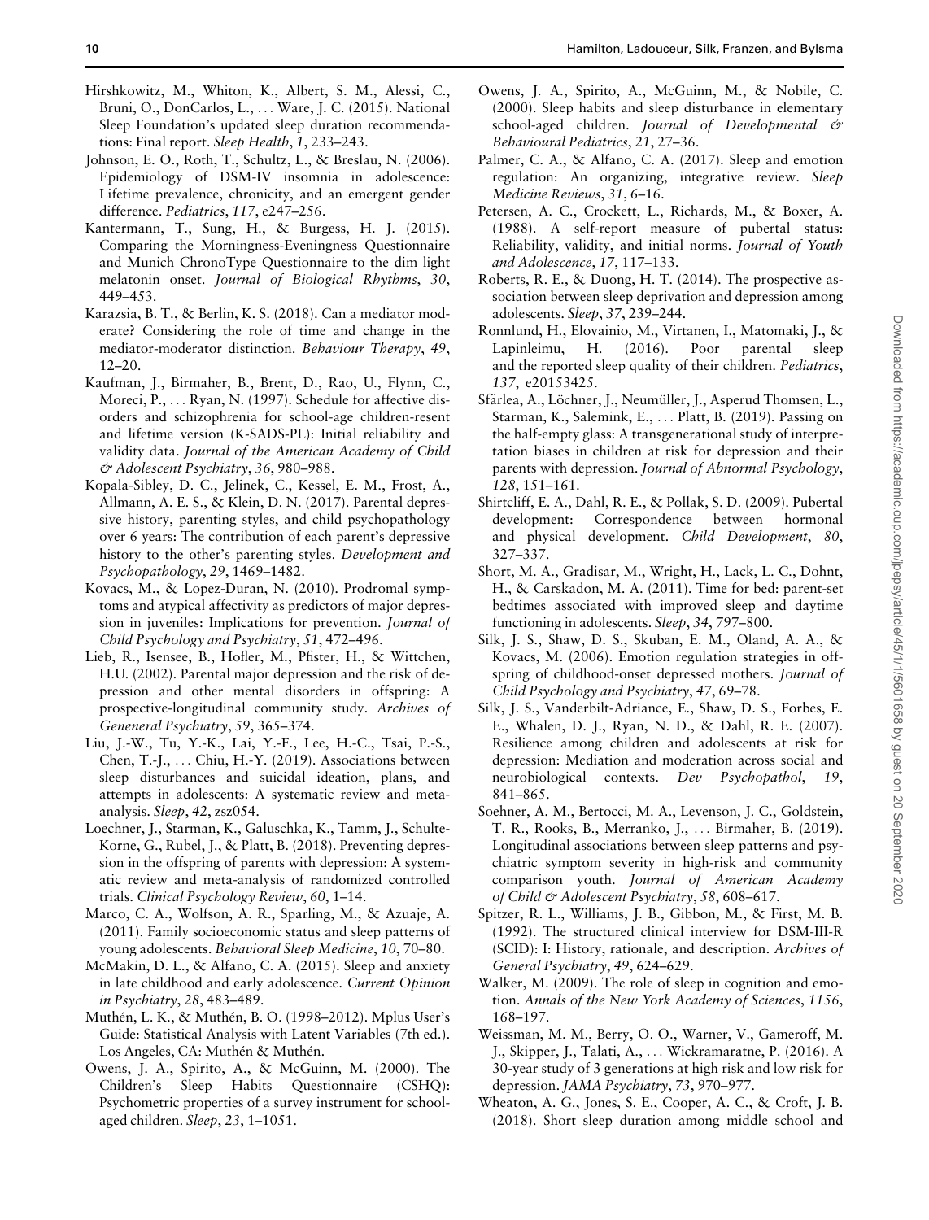Hirshkowitz, M., Whiton, K., Albert, S. M., Alessi, C., Bruni, O., DonCarlos, L., ... Ware, J. C. (2015). National Sleep Foundation's updated sleep duration recommendations: Final report. *Sleep Health*, *1*, 233–243.

Johnson, E. O., Roth, T., Schultz, L., & Breslau, N. (2006). Epidemiology of DSM-IV insomnia in adolescence: Lifetime prevalence, chronicity, and an emergent gender difference. *Pediatrics*, *117*, e247–256.

Kantermann, T., Sung, H., & Burgess, H. J. (2015). Comparing the Morningness-Eveningness Questionnaire and Munich ChronoType Questionnaire to the dim light melatonin onset. *Journal of Biological Rhythms*, *30*, 449–453.

Karazsia, B. T., & Berlin, K. S. (2018). Can a mediator moderate? Considering the role of time and change in the mediator-moderator distinction. *Behaviour Therapy*, *49*, 12–20.

Kaufman, J., Birmaher, B., Brent, D., Rao, U., Flynn, C., Moreci, P., ... Ryan, N. (1997). Schedule for affective disorders and schizophrenia for school-age children-resent and lifetime version (K-SADS-PL): Initial reliability and validity data. *Journal of the American Academy of Child & Adolescent Psychiatry*, *36*, 980–988.

Kopala-Sibley, D. C., Jelinek, C., Kessel, E. M., Frost, A., Allmann, A. E. S., & Klein, D. N. (2017). Parental depressive history, parenting styles, and child psychopathology over 6 years: The contribution of each parent's depressive history to the other's parenting styles. *Development and Psychopathology*, *29*, 1469–1482.

Kovacs, M., & Lopez-Duran, N. (2010). Prodromal symptoms and atypical affectivity as predictors of major depression in juveniles: Implications for prevention. *Journal of Child Psychology and Psychiatry*, *51*, 472–496.

Lieb, R., Isensee, B., Hofler, M., Pfister, H., & Wittchen, H.U. (2002). Parental major depression and the risk of depression and other mental disorders in offspring: A prospective-longitudinal community study. *Archives of Geneneral Psychiatry*, *59*, 365–374.

Liu, J.-W., Tu, Y.-K., Lai, Y.-F., Lee, H.-C., Tsai, P.-S., Chen, T.-J., ... Chiu, H.-Y. (2019). Associations between sleep disturbances and suicidal ideation, plans, and attempts in adolescents: A systematic review and meta-analysis. *Sleep*, *42*, zsz054.

Loechner, J., Starman, K., Galuschka, K., Tamm, J., Schulte-Korne, G., Rubel, J., & Platt, B. (2018). Preventing depression in the offspring of parents with depression: A systematic review and meta-analysis of randomized controlled trials. *Clinical Psychology Review*, *60*, 1–14.

Marco, C. A., Wolfson, A. R., Sparling, M., & Azuaje, A. (2011). Family socioeconomic status and sleep patterns of young adolescents. *Behavioral Sleep Medicine*, *10*, 70–80.

McMakin, D. L., & Alfano, C. A. (2015). Sleep and anxiety in late childhood and early adolescence. *Current Opinion in Psychiatry*, *28*, 483–489.

Muthén, L. K., & Muthén, B. O. (1998–2012). Mplus User's Guide: Statistical Analysis with Latent Variables (7th ed.). Los Angeles, CA: Muthén & Muthén.

Owens, J. A., Spirito, A., & McGuinn, M. (2000). The Children's Sleep Habits Questionnaire (CSHQ): Psychometric properties of a survey instrument for school-aged children. *Sleep*, *23*, 1–1051.

Owens, J. A., Spirito, A., McGuinn, M., & Nobile, C. (2000). Sleep habits and sleep disturbance in elementary school-aged children. *Journal of Developmental & Behavioural Pediatrics*, *21*, 27–36.

Palmer, C. A., & Alfano, C. A. (2017). Sleep and emotion regulation: An organizing, integrative review. *Sleep Medicine Reviews*, *31*, 6–16.

Petersen, A. C., Crockett, L., Richards, M., & Boxer, A. (1988). A self-report measure of pubertal status: Reliability, validity, and initial norms. *Journal of Youth and Adolescence*, *17*, 117–133.

Roberts, R. E., & Duong, H. T. (2014). The prospective association between sleep deprivation and depression among adolescents. *Sleep*, *37*, 239–244.

Ronnlund, H., Elovainio, M., Virtanen, I., Matomaki, J., & Lapinleimu, H. (2016). Poor parental sleep and the reported sleep quality of their children. *Pediatrics*, *137*, e20153425.

Sfärlea, A., Löchner, J., Neumüller, J., Asperud Thomsen, L., Starman, K., Salemink, E., ... Platt, B. (2019). Passing on the half-empty glass: A transgenerational study of interpretation biases in children at risk for depression and their parents with depression. *Journal of Abnormal Psychology*, *128*, 151–161.

Shirtcliff, E. A., Dahl, R. E., & Pollak, S. D. (2009). Pubertal development: Correspondence between hormonal and physical development. *Child Development*, *80*, 327–337.

Short, M. A., Gradisar, M., Wright, H., Lack, L. C., Dohnt, H., & Carskadon, M. A. (2011). Time for bed: parent-set bedtimes associated with improved sleep and daytime functioning in adolescents. *Sleep*, *34*, 797–800.

Silk, J. S., Shaw, D. S., Skuban, E. M., Oland, A. A., & Kovacs, M. (2006). Emotion regulation strategies in offspring of childhood-onset depressed mothers. *Journal of Child Psychology and Psychiatry*, *47*, 69–78.

Silk, J. S., Vanderbilt-Adriance, E., Shaw, D. S., Forbes, E. E., Whalen, D. J., Ryan, N. D., & Dahl, R. E. (2007). Resilience among children and adolescents at risk for depression: Mediation and moderation across social and neurobiological contexts. *Dev Psychopathol*, *19*, 841–865.

Soehner, A. M., Bertocci, M. A., Levenson, J. C., Goldstein, T. R., Rooks, B., Merranko, J., ... Birmaher, B. (2019). Longitudinal associations between sleep patterns and psychiatric symptom severity in high-risk and community comparison youth. *Journal of American Academy of Child & Adolescent Psychiatry*, *58*, 608–617.

Spitzer, R. L., Williams, J. B., Gibbon, M., & First, M. B. (1992). The structured clinical interview for DSM-III-R (SCID): I: History, rationale, and description. *Archives of General Psychiatry*, *49*, 624–629.

Walker, M. (2009). The role of sleep in cognition and emotion. *Annals of the New York Academy of Sciences*, *1156*, 168–197.

Weissman, M. M., Berry, O. O., Warner, V., Gameroff, M. J., Skipper, J., Talati, A., ... Wickramaratne, P. (2016). A 30-year study of 3 generations at high risk and low risk for depression. *JAMA Psychiatry*, *73*, 970–977.

Wheaton, A. G., Jones, S. E., Cooper, A. C., & Croft, J. B. (2018). Short sleep duration among middle school and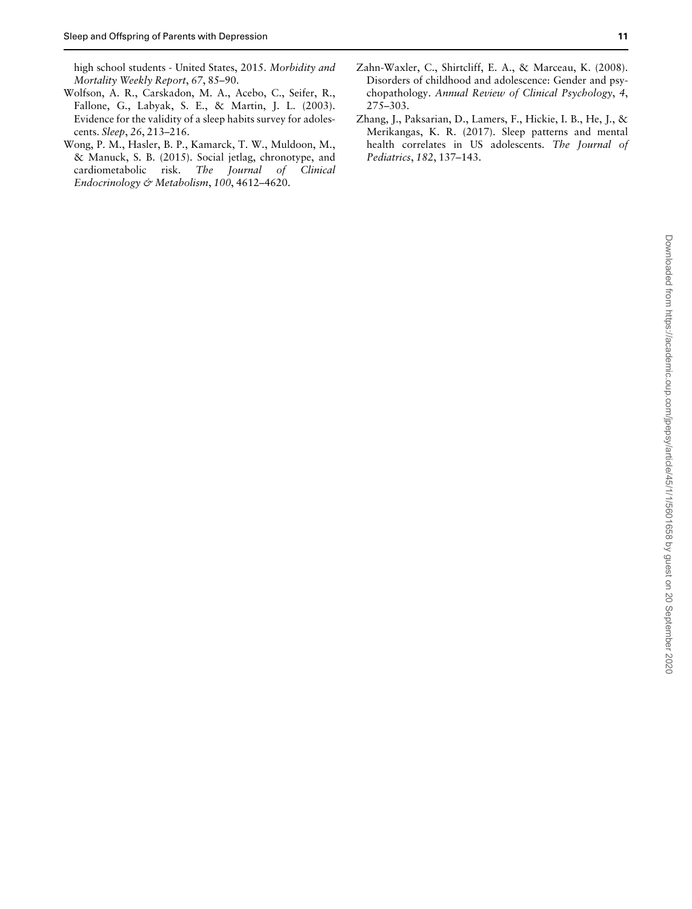high school students - United States, 2015. *Morbidity and Mortality Weekly Report*, *67*, 85–90.

Wolfson, A. R., Carskadon, M. A., Acebo, C., Seifer, R., Fallone, G., Labyak, S. E., & Martin, J. L. (2003). Evidence for the validity of a sleep habits survey for adolescents. *Sleep*, *26*, 213–216.

Wong, P. M., Hasler, B. P., Kamarck, T. W., Muldoon, M., & Manuck, S. B. (2015). Social jetlag, chronotype, and cardiometabolic risk. *The Journal of Clinical Endocrinology & Metabolism*, *100*, 4612–4620.

Zahn-Waxler, C., Shirtcliff, E. A., & Marceau, K. (2008). Disorders of childhood and adolescence: Gender and psychopathology. *Annual Review of Clinical Psychology*, *4*, 275–303.

Zhang, J., Paksarian, D., Lamers, F., Hickie, I. B., He, J., & Merikangas, K. R. (2017). Sleep patterns and mental health correlates in US adolescents. *The Journal of Pediatrics*, *182*, 137–143.